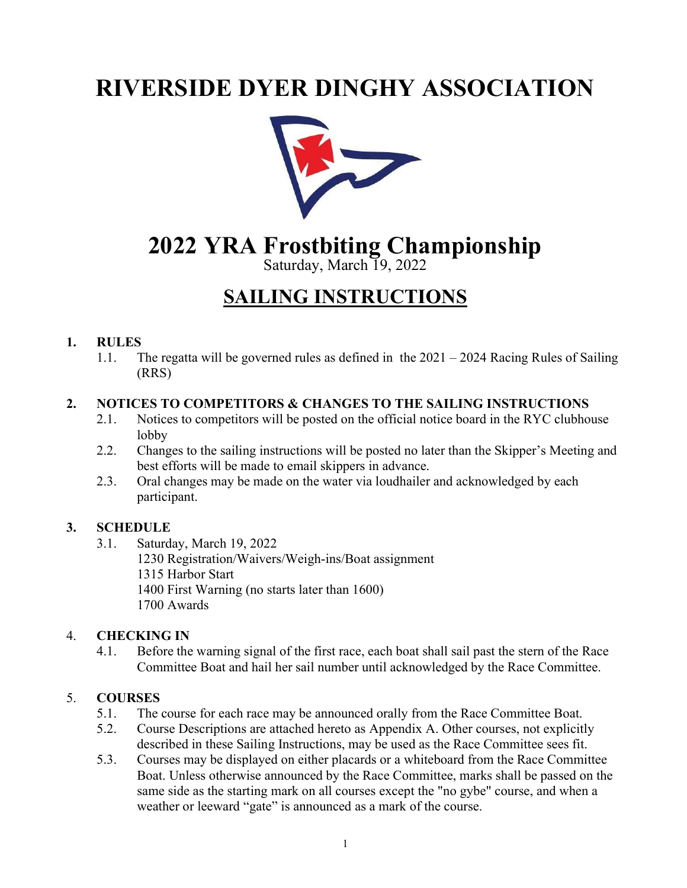# RIVERSIDE DYER DINGHY ASSOCIATION

# 2022 YRA Frostbiting Championship

Saturday, March 19, 2022

## SAILING INSTRUCTIONS

**1. RULES**

1.1. The regatta will be governed rules as defined in the 2021 – 2024 Racing Rules of Sailing (RRS)

**2. NOTICES TO COMPETITORS & CHANGES TO THE SAILING INSTRUCTIONS**

2.1. Notices to competitors will be posted on the official notice board in the RYC clubhouse lobby

2.2. Changes to the sailing instructions will be posted no later than the Skipper's Meeting and best efforts will be made to email skippers in advance.

2.3. Oral changes may be made on the water via loudhailer and acknowledged by each participant.

**3. SCHEDULE**

3.1. Saturday, March 19, 2022
1230 Registration/Waivers/Weigh-ins/Boat assignment
1315 Harbor Start
1400 First Warning (no starts later than 1600)
1700 Awards

4. **CHECKING IN**

4.1. Before the warning signal of the first race, each boat shall sail past the stern of the Race Committee Boat and hail her sail number until acknowledged by the Race Committee.

5. **COURSES**

5.1. The course for each race may be announced orally from the Race Committee Boat.

5.2. Course Descriptions are attached hereto as Appendix A. Other courses, not explicitly described in these Sailing Instructions, may be used as the Race Committee sees fit.

5.3. Courses may be displayed on either placards or a whiteboard from the Race Committee Boat. Unless otherwise announced by the Race Committee, marks shall be passed on the same side as the starting mark on all courses except the "no gybe" course, and when a weather or leeward "gate" is announced as a mark of the course.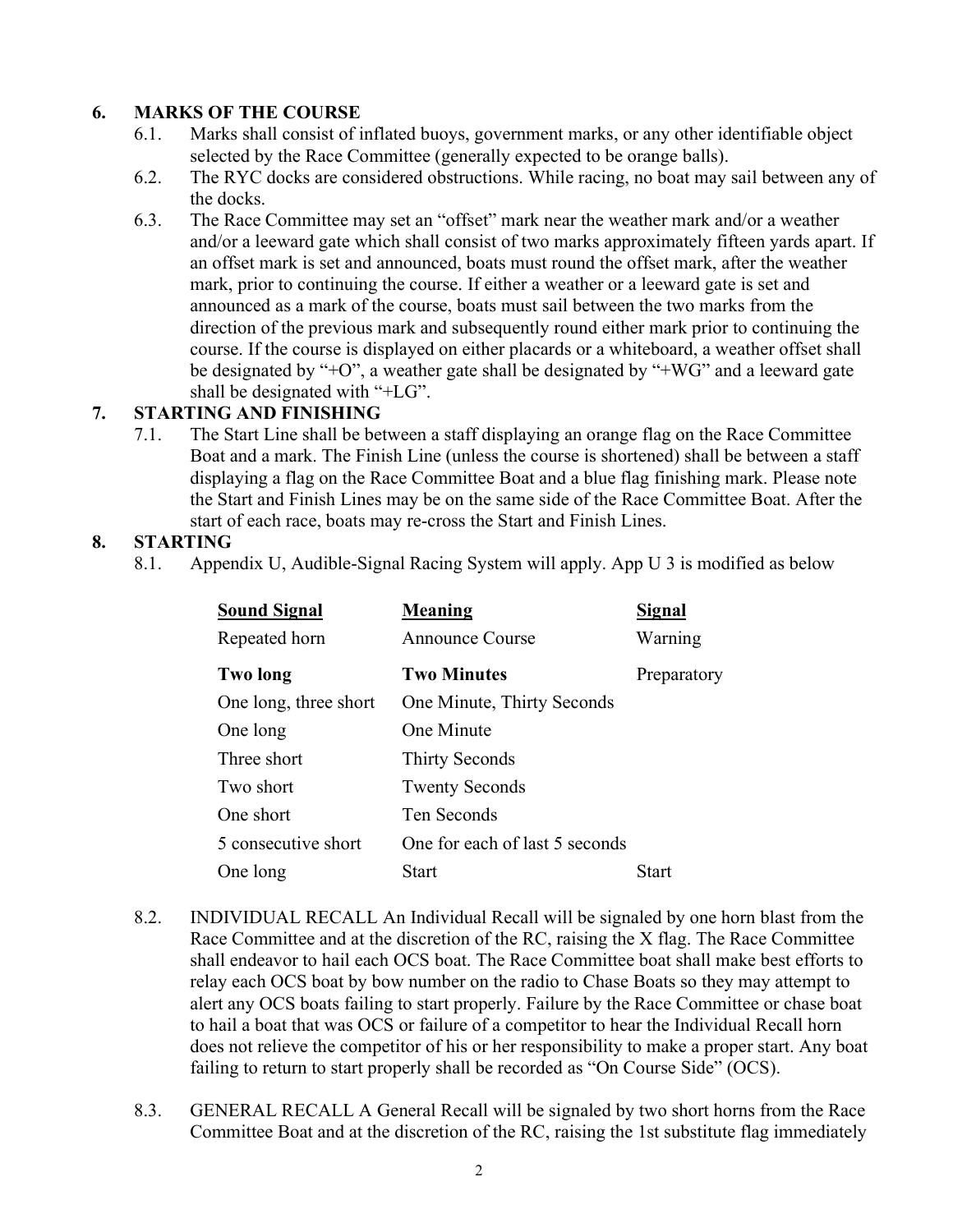## 6. MARKS OF THE COURSE

6.1. Marks shall consist of inflated buoys, government marks, or any other identifiable object selected by the Race Committee (generally expected to be orange balls).

6.2. The RYC docks are considered obstructions. While racing, no boat may sail between any of the docks.

6.3. The Race Committee may set an "offset" mark near the weather mark and/or a weather and/or a leeward gate which shall consist of two marks approximately fifteen yards apart. If an offset mark is set and announced, boats must round the offset mark, after the weather mark, prior to continuing the course. If either a weather or a leeward gate is set and announced as a mark of the course, boats must sail between the two marks from the direction of the previous mark and subsequently round either mark prior to continuing the course. If the course is displayed on either placards or a whiteboard, a weather offset shall be designated by "+O", a weather gate shall be designated by "+WG" and a leeward gate shall be designated with "+LG".

## 7. STARTING AND FINISHING

7.1. The Start Line shall be between a staff displaying an orange flag on the Race Committee Boat and a mark. The Finish Line (unless the course is shortened) shall be between a staff displaying a flag on the Race Committee Boat and a blue flag finishing mark. Please note the Start and Finish Lines may be on the same side of the Race Committee Boat. After the start of each race, boats may re-cross the Start and Finish Lines.

## 8. STARTING

8.1. Appendix U, Audible-Signal Racing System will apply. App U 3 is modified as below

| Sound Signal | Meaning | Signal |
|---|---|---|
| Repeated horn | Announce Course | Warning |
| **Two long** | **Two Minutes** | Preparatory |
| One long, three short | One Minute, Thirty Seconds | |
| One long | One Minute | |
| Three short | Thirty Seconds | |
| Two short | Twenty Seconds | |
| One short | Ten Seconds | |
| 5 consecutive short | One for each of last 5 seconds | |
| One long | Start | Start |

8.2. INDIVIDUAL RECALL An Individual Recall will be signaled by one horn blast from the Race Committee and at the discretion of the RC, raising the X flag. The Race Committee shall endeavor to hail each OCS boat. The Race Committee boat shall make best efforts to relay each OCS boat by bow number on the radio to Chase Boats so they may attempt to alert any OCS boats failing to start properly. Failure by the Race Committee or chase boat to hail a boat that was OCS or failure of a competitor to hear the Individual Recall horn does not relieve the competitor of his or her responsibility to make a proper start. Any boat failing to return to start properly shall be recorded as "On Course Side" (OCS).

8.3. GENERAL RECALL A General Recall will be signaled by two short horns from the Race Committee Boat and at the discretion of the RC, raising the 1st substitute flag immediately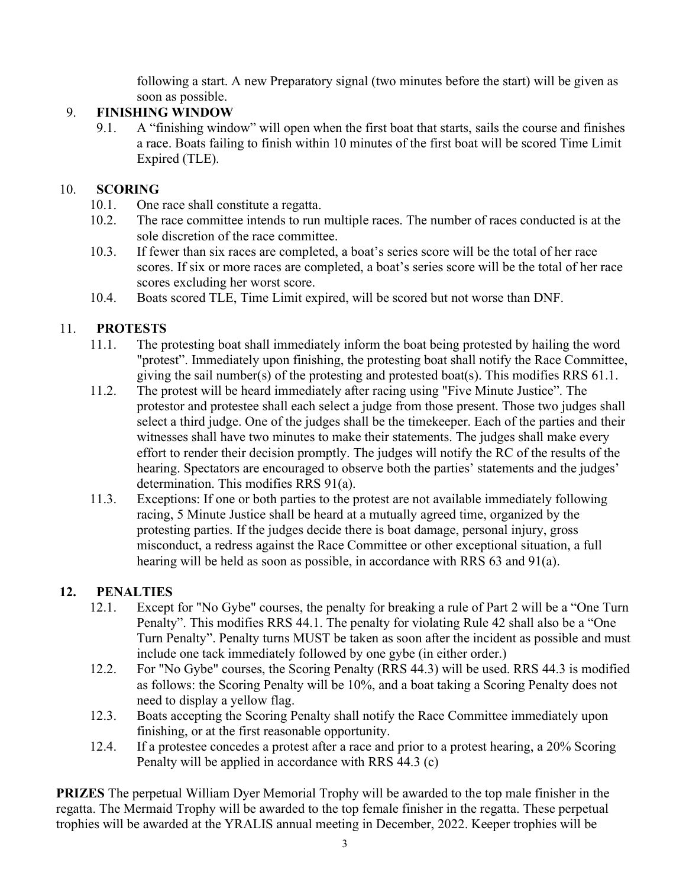following a start. A new Preparatory signal (two minutes before the start) will be given as soon as possible.

9. **FINISHING WINDOW**
    9.1. A "finishing window" will open when the first boat that starts, sails the course and finishes a race. Boats failing to finish within 10 minutes of the first boat will be scored Time Limit Expired (TLE).

10. **SCORING**
    10.1. One race shall constitute a regatta.
    10.2. The race committee intends to run multiple races. The number of races conducted is at the sole discretion of the race committee.
    10.3. If fewer than six races are completed, a boat's series score will be the total of her race scores. If six or more races are completed, a boat's series score will be the total of her race scores excluding her worst score.
    10.4. Boats scored TLE, Time Limit expired, will be scored but not worse than DNF.

11. **PROTESTS**
    11.1. The protesting boat shall immediately inform the boat being protested by hailing the word "protest". Immediately upon finishing, the protesting boat shall notify the Race Committee, giving the sail number(s) of the protesting and protested boat(s). This modifies RRS 61.1.
    11.2. The protest will be heard immediately after racing using "Five Minute Justice". The protestor and protestee shall each select a judge from those present. Those two judges shall select a third judge. One of the judges shall be the timekeeper. Each of the parties and their witnesses shall have two minutes to make their statements. The judges shall make every effort to render their decision promptly. The judges will notify the RC of the results of the hearing. Spectators are encouraged to observe both the parties' statements and the judges' determination. This modifies RRS 91(a).
    11.3. Exceptions: If one or both parties to the protest are not available immediately following racing, 5 Minute Justice shall be heard at a mutually agreed time, organized by the protesting parties. If the judges decide there is boat damage, personal injury, gross misconduct, a redress against the Race Committee or other exceptional situation, a full hearing will be held as soon as possible, in accordance with RRS 63 and 91(a).

**12. PENALTIES**
    12.1. Except for "No Gybe" courses, the penalty for breaking a rule of Part 2 will be a "One Turn Penalty". This modifies RRS 44.1. The penalty for violating Rule 42 shall also be a "One Turn Penalty". Penalty turns MUST be taken as soon after the incident as possible and must include one tack immediately followed by one gybe (in either order.)
    12.2. For "No Gybe" courses, the Scoring Penalty (RRS 44.3) will be used. RRS 44.3 is modified as follows: the Scoring Penalty will be 10%, and a boat taking a Scoring Penalty does not need to display a yellow flag.
    12.3. Boats accepting the Scoring Penalty shall notify the Race Committee immediately upon finishing, or at the first reasonable opportunity.
    12.4. If a protestee concedes a protest after a race and prior to a protest hearing, a 20% Scoring Penalty will be applied in accordance with RRS 44.3 (c)

**PRIZES** The perpetual William Dyer Memorial Trophy will be awarded to the top male finisher in the regatta. The Mermaid Trophy will be awarded to the top female finisher in the regatta. These perpetual trophies will be awarded at the YRALIS annual meeting in December, 2022. Keeper trophies will be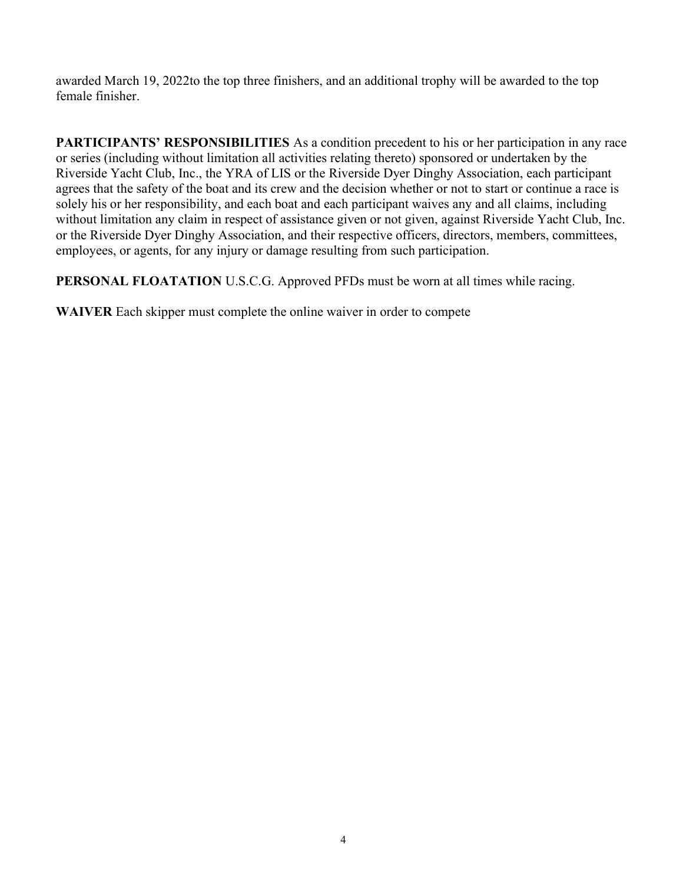awarded March 19, 2022to the top three finishers, and an additional trophy will be awarded to the top female finisher.

**PARTICIPANTS' RESPONSIBILITIES** As a condition precedent to his or her participation in any race or series (including without limitation all activities relating thereto) sponsored or undertaken by the Riverside Yacht Club, Inc., the YRA of LIS or the Riverside Dyer Dinghy Association, each participant agrees that the safety of the boat and its crew and the decision whether or not to start or continue a race is solely his or her responsibility, and each boat and each participant waives any and all claims, including without limitation any claim in respect of assistance given or not given, against Riverside Yacht Club, Inc. or the Riverside Dyer Dinghy Association, and their respective officers, directors, members, committees, employees, or agents, for any injury or damage resulting from such participation.

**PERSONAL FLOATATION** U.S.C.G. Approved PFDs must be worn at all times while racing.

**WAIVER** Each skipper must complete the online waiver in order to compete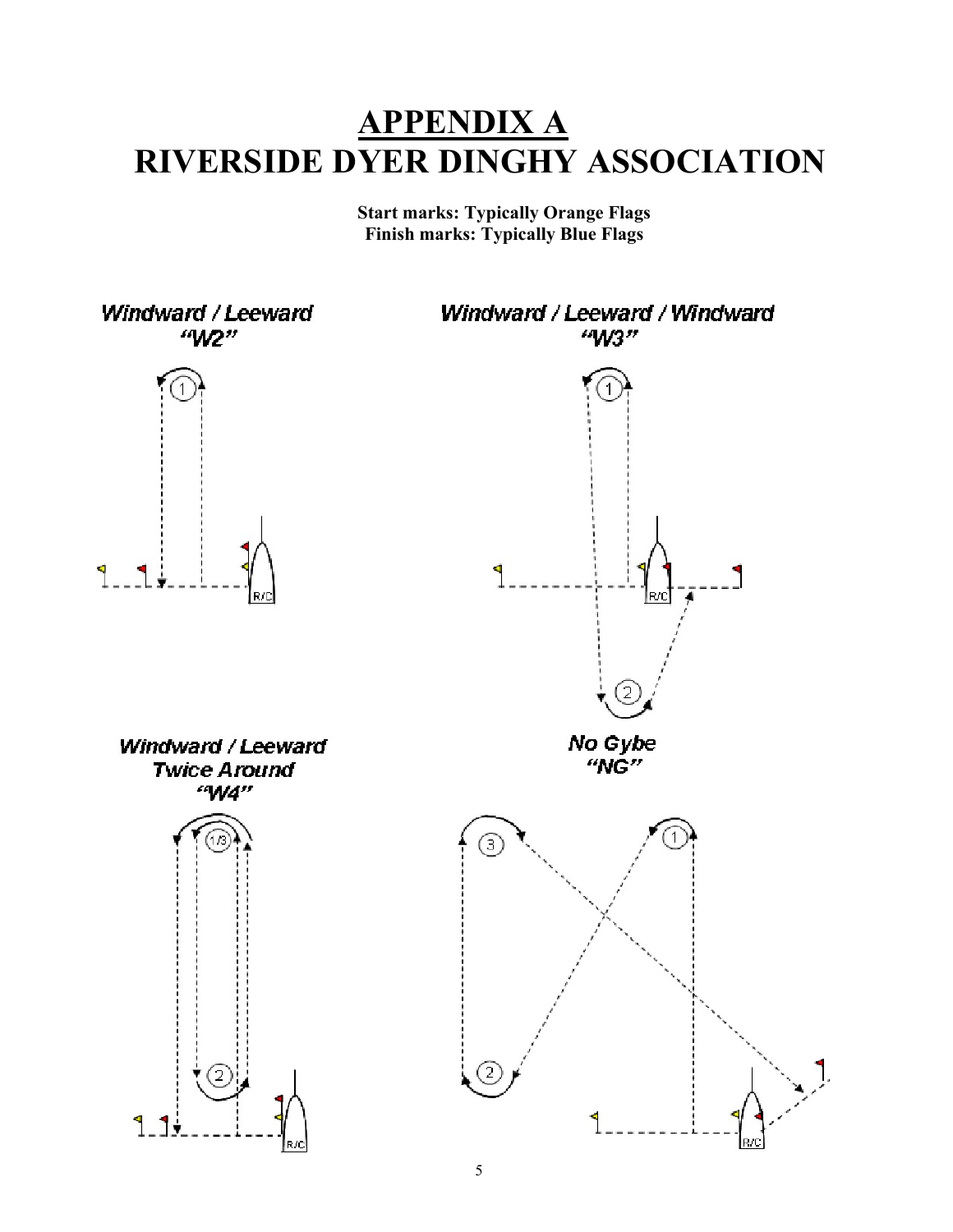# APPENDIX A
# RIVERSIDE DYER DINGHY ASSOCIATION

**Start marks: Typically Orange Flags**
**Finish marks: Typically Blue Flags**

***Windward / Leeward***
***"W2"***

***Windward / Leeward / Windward***
***"W3"***

***Windward / Leeward***
***Twice Around***
***"W4"***

***No Gybe***
***"NG"***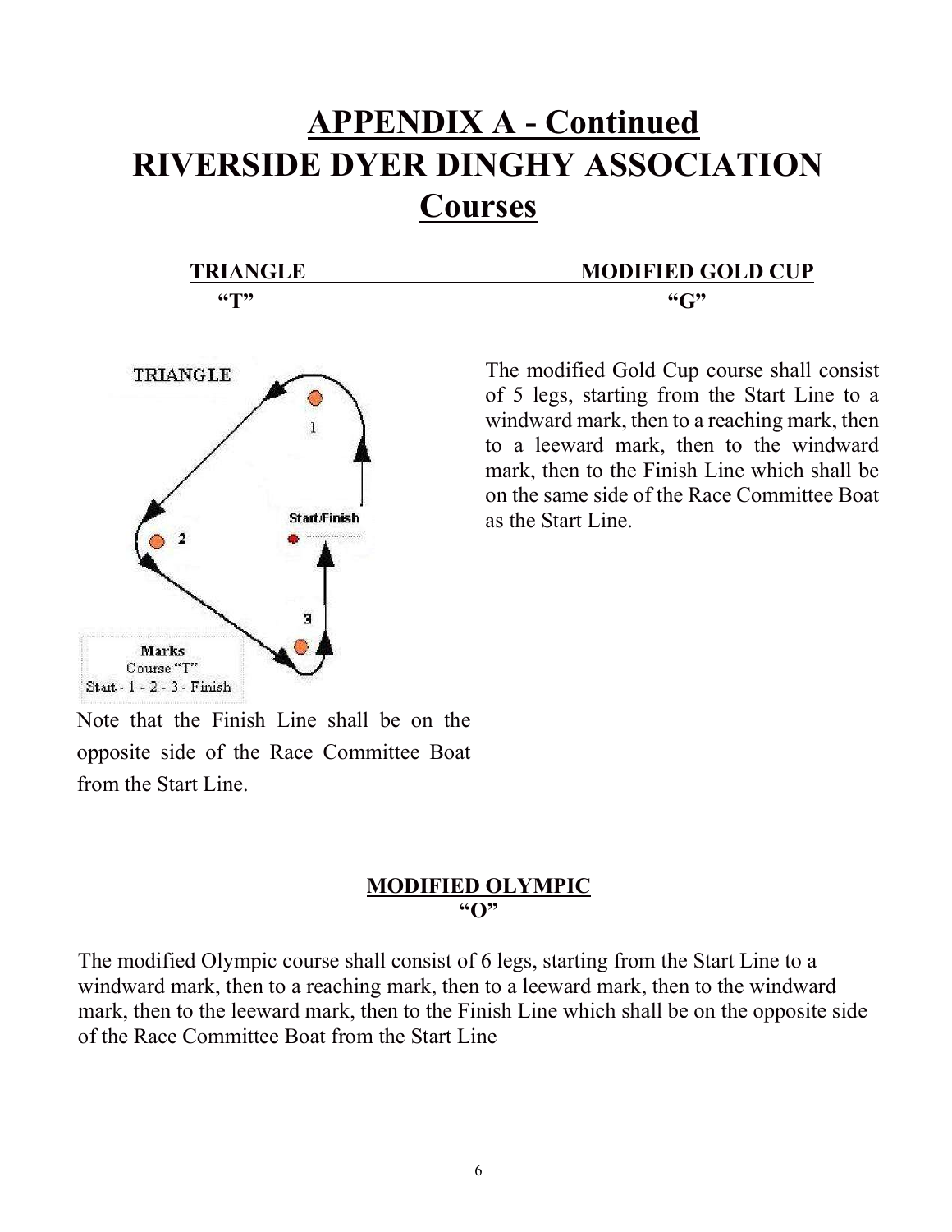# APPENDIX A - Continued
# RIVERSIDE DYER DINGHY ASSOCIATION
## Courses

### TRIANGLE
### "T"

TRIANGLE

1

2

Start/Finish

3

Marks
Course "T"
Start - 1 - 2 - 3 - Finish

Note that the Finish Line shall be on the opposite side of the Race Committee Boat from the Start Line.

### MODIFIED GOLD CUP
### "G"

The modified Gold Cup course shall consist of 5 legs, starting from the Start Line to a windward mark, then to a reaching mark, then to a leeward mark, then to the windward mark, then to the Finish Line which shall be on the same side of the Race Committee Boat as the Start Line.

### MODIFIED OLYMPIC
### "O"

The modified Olympic course shall consist of 6 legs, starting from the Start Line to a windward mark, then to a reaching mark, then to a leeward mark, then to the windward mark, then to the leeward mark, then to the Finish Line which shall be on the opposite side of the Race Committee Boat from the Start Line